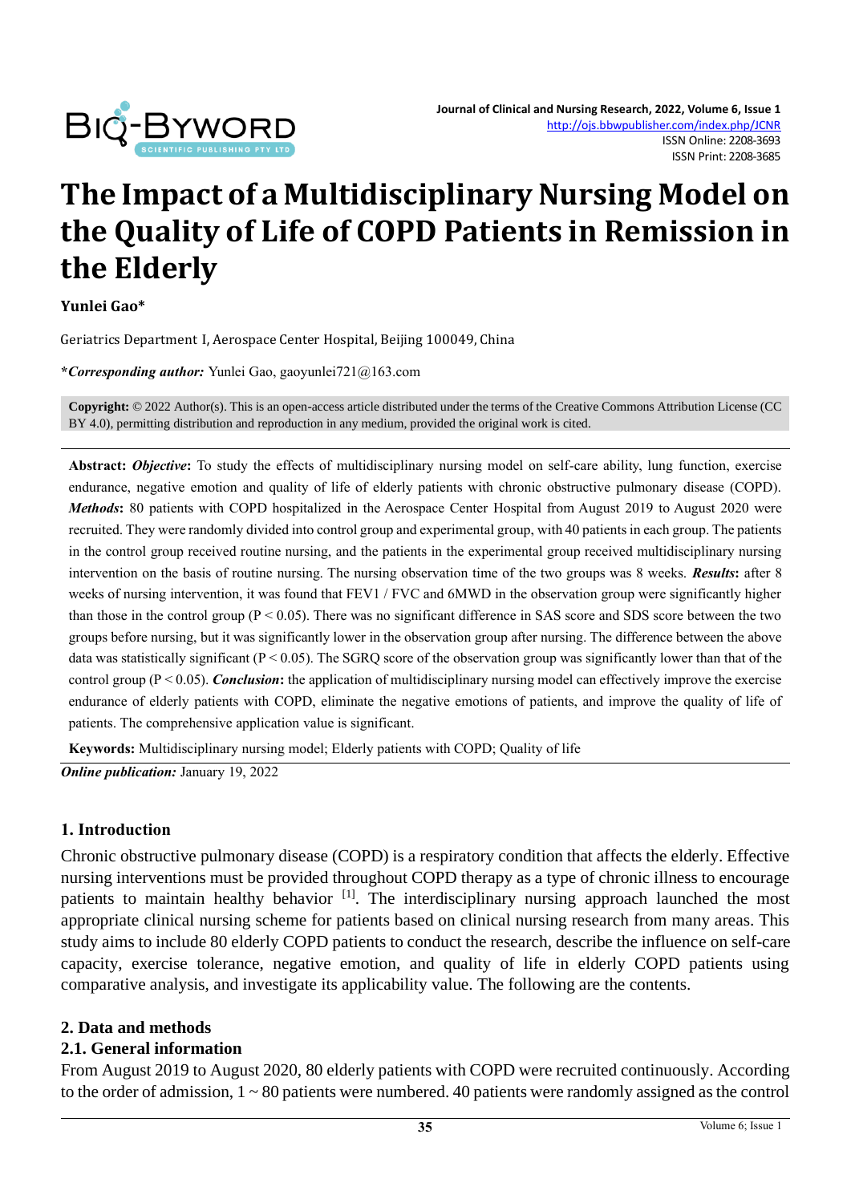# The Impact of a Multidisciplinary Nursing Model on the Quality of Life of COPD Patients in Remission in the Elderly

**Yunlei Gao***

Geriatrics Department I, Aerospace Center Hospital, Beijing 100049, China

***Corresponding author:*** Yunlei Gao, gaoyunlei721@163.com

**Copyright:** © 2022 Author(s). This is an open-access article distributed under the terms of the Creative Commons Attribution License (CC BY 4.0), permitting distribution and reproduction in any medium, provided the original work is cited.

**Abstract:** ***Objective*:** To study the effects of multidisciplinary nursing model on self-care ability, lung function, exercise endurance, negative emotion and quality of life of elderly patients with chronic obstructive pulmonary disease (COPD). ***Methods*:** 80 patients with COPD hospitalized in the Aerospace Center Hospital from August 2019 to August 2020 were recruited. They were randomly divided into control group and experimental group, with 40 patients in each group. The patients in the control group received routine nursing, and the patients in the experimental group received multidisciplinary nursing intervention on the basis of routine nursing. The nursing observation time of the two groups was 8 weeks. ***Results*:** after 8 weeks of nursing intervention, it was found that FEV1 / FVC and 6MWD in the observation group were significantly higher than those in the control group ($P < 0.05$). There was no significant difference in SAS score and SDS score between the two groups before nursing, but it was significantly lower in the observation group after nursing. The difference between the above data was statistically significant ($P < 0.05$). The SGRQ score of the observation group was significantly lower than that of the control group ($P < 0.05$). ***Conclusion*:** the application of multidisciplinary nursing model can effectively improve the exercise endurance of elderly patients with COPD, eliminate the negative emotions of patients, and improve the quality of life of patients. The comprehensive application value is significant.

**Keywords:** Multidisciplinary nursing model; Elderly patients with COPD; Quality of life

***Online publication:*** January 19, 2022

## 1. Introduction

Chronic obstructive pulmonary disease (COPD) is a respiratory condition that affects the elderly. Effective nursing interventions must be provided throughout COPD therapy as a type of chronic illness to encourage patients to maintain healthy behavior [1]. The interdisciplinary nursing approach launched the most appropriate clinical nursing scheme for patients based on clinical nursing research from many areas. This study aims to include 80 elderly COPD patients to conduct the research, describe the influence on self-care capacity, exercise tolerance, negative emotion, and quality of life in elderly COPD patients using comparative analysis, and investigate its applicability value. The following are the contents.

## 2. Data and methods

### 2.1. General information

From August 2019 to August 2020, 80 elderly patients with COPD were recruited continuously. According to the order of admission, 1 ~ 80 patients were numbered. 40 patients were randomly assigned as the control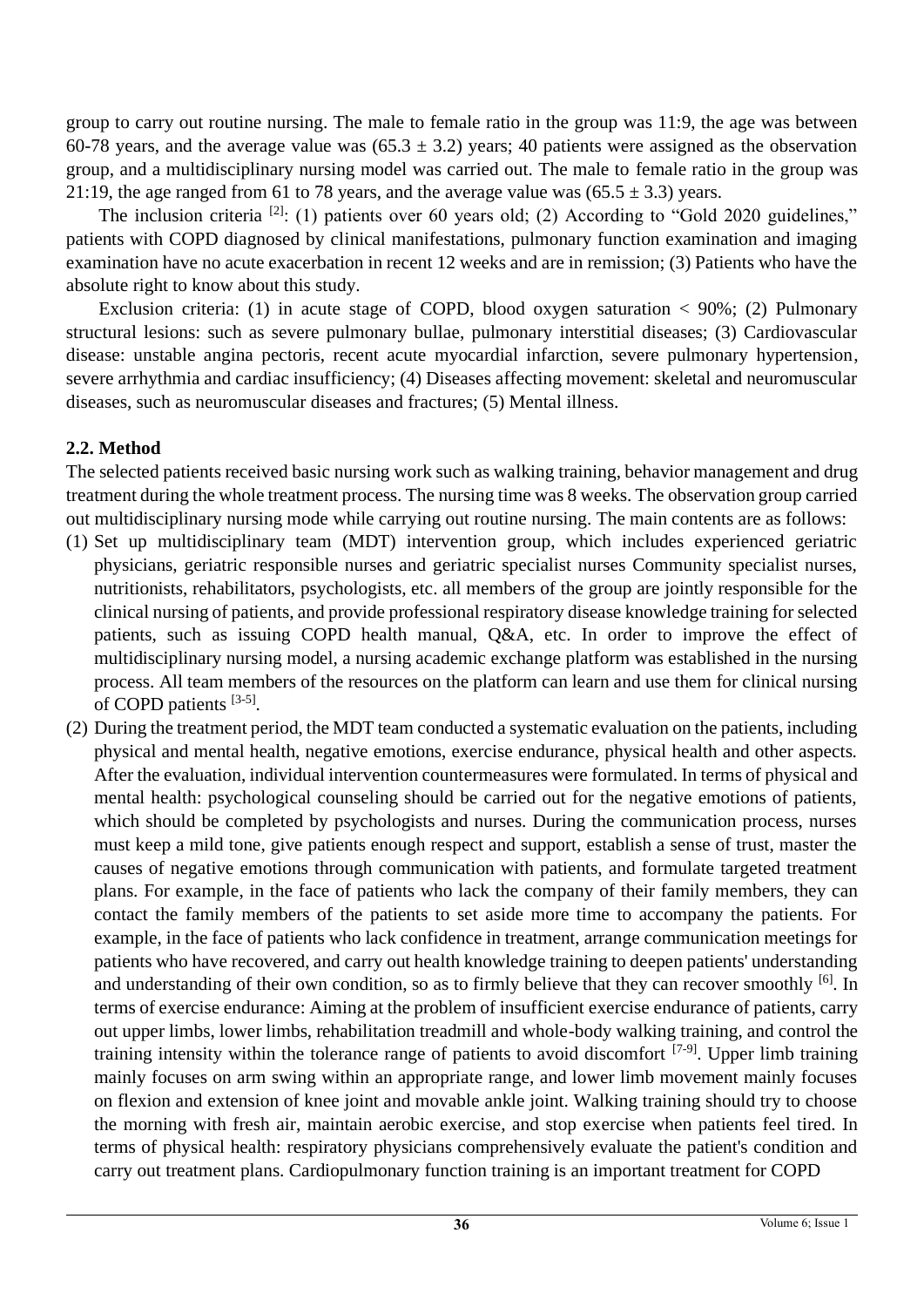group to carry out routine nursing. The male to female ratio in the group was 11:9, the age was between 60-78 years, and the average value was (65.3 ± 3.2) years; 40 patients were assigned as the observation group, and a multidisciplinary nursing model was carried out. The male to female ratio in the group was 21:19, the age ranged from 61 to 78 years, and the average value was (65.5 ± 3.3) years.

The inclusion criteria [2]: (1) patients over 60 years old; (2) According to "Gold 2020 guidelines," patients with COPD diagnosed by clinical manifestations, pulmonary function examination and imaging examination have no acute exacerbation in recent 12 weeks and are in remission; (3) Patients who have the absolute right to know about this study.

Exclusion criteria: (1) in acute stage of COPD, blood oxygen saturation < 90%; (2) Pulmonary structural lesions: such as severe pulmonary bullae, pulmonary interstitial diseases; (3) Cardiovascular disease: unstable angina pectoris, recent acute myocardial infarction, severe pulmonary hypertension, severe arrhythmia and cardiac insufficiency; (4) Diseases affecting movement: skeletal and neuromuscular diseases, such as neuromuscular diseases and fractures; (5) Mental illness.

### 2.2. Method

The selected patients received basic nursing work such as walking training, behavior management and drug treatment during the whole treatment process. The nursing time was 8 weeks. The observation group carried out multidisciplinary nursing mode while carrying out routine nursing. The main contents are as follows:

(1) Set up multidisciplinary team (MDT) intervention group, which includes experienced geriatric physicians, geriatric responsible nurses and geriatric specialist nurses Community specialist nurses, nutritionists, rehabilitators, psychologists, etc. all members of the group are jointly responsible for the clinical nursing of patients, and provide professional respiratory disease knowledge training for selected patients, such as issuing COPD health manual, Q&A, etc. In order to improve the effect of multidisciplinary nursing model, a nursing academic exchange platform was established in the nursing process. All team members of the resources on the platform can learn and use them for clinical nursing of COPD patients [3-5].

(2) During the treatment period, the MDT team conducted a systematic evaluation on the patients, including physical and mental health, negative emotions, exercise endurance, physical health and other aspects. After the evaluation, individual intervention countermeasures were formulated. In terms of physical and mental health: psychological counseling should be carried out for the negative emotions of patients, which should be completed by psychologists and nurses. During the communication process, nurses must keep a mild tone, give patients enough respect and support, establish a sense of trust, master the causes of negative emotions through communication with patients, and formulate targeted treatment plans. For example, in the face of patients who lack the company of their family members, they can contact the family members of the patients to set aside more time to accompany the patients. For example, in the face of patients who lack confidence in treatment, arrange communication meetings for patients who have recovered, and carry out health knowledge training to deepen patients' understanding and understanding of their own condition, so as to firmly believe that they can recover smoothly [6]. In terms of exercise endurance: Aiming at the problem of insufficient exercise endurance of patients, carry out upper limbs, lower limbs, rehabilitation treadmill and whole-body walking training, and control the training intensity within the tolerance range of patients to avoid discomfort [7-9]. Upper limb training mainly focuses on arm swing within an appropriate range, and lower limb movement mainly focuses on flexion and extension of knee joint and movable ankle joint. Walking training should try to choose the morning with fresh air, maintain aerobic exercise, and stop exercise when patients feel tired. In terms of physical health: respiratory physicians comprehensively evaluate the patient's condition and carry out treatment plans. Cardiopulmonary function training is an important treatment for COPD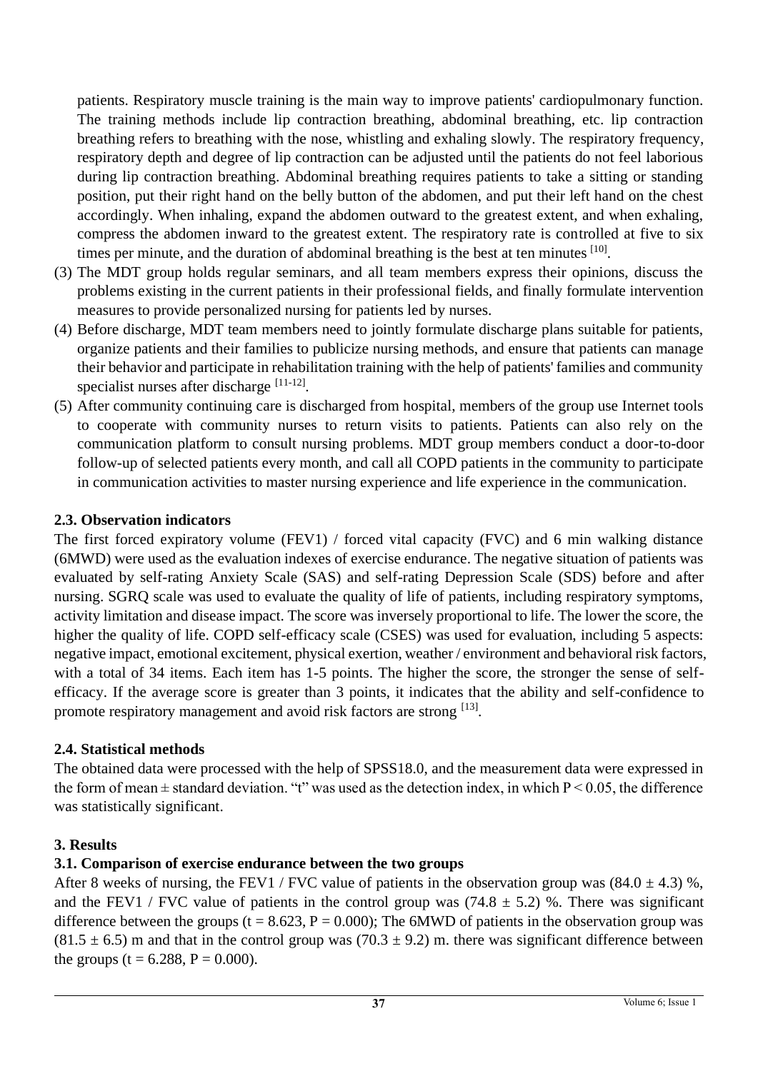patients. Respiratory muscle training is the main way to improve patients' cardiopulmonary function. The training methods include lip contraction breathing, abdominal breathing, etc. lip contraction breathing refers to breathing with the nose, whistling and exhaling slowly. The respiratory frequency, respiratory depth and degree of lip contraction can be adjusted until the patients do not feel laborious during lip contraction breathing. Abdominal breathing requires patients to take a sitting or standing position, put their right hand on the belly button of the abdomen, and put their left hand on the chest accordingly. When inhaling, expand the abdomen outward to the greatest extent, and when exhaling, compress the abdomen inward to the greatest extent. The respiratory rate is controlled at five to six times per minute, and the duration of abdominal breathing is the best at ten minutes [10].

(3) The MDT group holds regular seminars, and all team members express their opinions, discuss the problems existing in the current patients in their professional fields, and finally formulate intervention measures to provide personalized nursing for patients led by nurses.

(4) Before discharge, MDT team members need to jointly formulate discharge plans suitable for patients, organize patients and their families to publicize nursing methods, and ensure that patients can manage their behavior and participate in rehabilitation training with the help of patients' families and community specialist nurses after discharge [11-12].

(5) After community continuing care is discharged from hospital, members of the group use Internet tools to cooperate with community nurses to return visits to patients. Patients can also rely on the communication platform to consult nursing problems. MDT group members conduct a door-to-door follow-up of selected patients every month, and call all COPD patients in the community to participate in communication activities to master nursing experience and life experience in the communication.

### 2.3. Observation indicators

The first forced expiratory volume (FEV1) / forced vital capacity (FVC) and 6 min walking distance (6MWD) were used as the evaluation indexes of exercise endurance. The negative situation of patients was evaluated by self-rating Anxiety Scale (SAS) and self-rating Depression Scale (SDS) before and after nursing. SGRQ scale was used to evaluate the quality of life of patients, including respiratory symptoms, activity limitation and disease impact. The score was inversely proportional to life. The lower the score, the higher the quality of life. COPD self-efficacy scale (CSES) was used for evaluation, including 5 aspects: negative impact, emotional excitement, physical exertion, weather / environment and behavioral risk factors, with a total of 34 items. Each item has 1-5 points. The higher the score, the stronger the sense of self-efficacy. If the average score is greater than 3 points, it indicates that the ability and self-confidence to promote respiratory management and avoid risk factors are strong [13].

### 2.4. Statistical methods

The obtained data were processed with the help of SPSS18.0, and the measurement data were expressed in the form of mean ± standard deviation. "t" was used as the detection index, in which $P < 0.05$, the difference was statistically significant.

## 3. Results

### 3.1. Comparison of exercise endurance between the two groups

After 8 weeks of nursing, the FEV1 / FVC value of patients in the observation group was $(84.0 \pm 4.3)$ %, and the FEV1 / FVC value of patients in the control group was $(74.8 \pm 5.2)$ %. There was significant difference between the groups ($t = 8.623$, $P = 0.000$); The 6MWD of patients in the observation group was $(81.5 \pm 6.5)$ m and that in the control group was $(70.3 \pm 9.2)$ m. there was significant difference between the groups ($t = 6.288$, $P = 0.000$).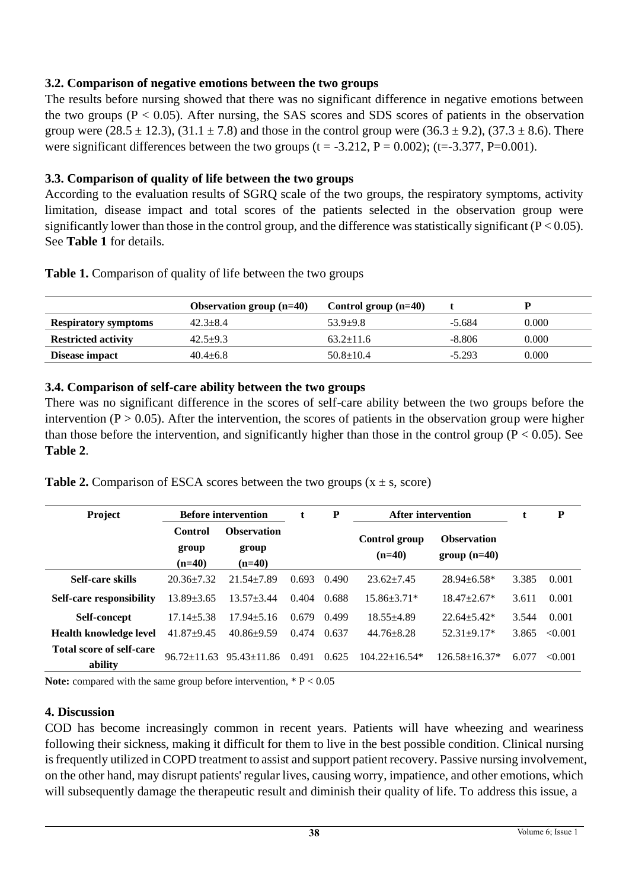### 3.2. Comparison of negative emotions between the two groups

The results before nursing showed that there was no significant difference in negative emotions between the two groups ($P < 0.05$). After nursing, the SAS scores and SDS scores of patients in the observation group were ($28.5 \pm 12.3$), ($31.1 \pm 7.8$) and those in the control group were ($36.3 \pm 9.2$), ($37.3 \pm 8.6$). There were significant differences between the two groups ($t = -3.212$, $P = 0.002$); ($t=-3.377$, $P=0.001$).

### 3.3. Comparison of quality of life between the two groups

According to the evaluation results of SGRQ scale of the two groups, the respiratory symptoms, activity limitation, disease impact and total scores of the patients selected in the observation group were significantly lower than those in the control group, and the difference was statistically significant ($P < 0.05$). See **Table 1** for details.

**Table 1.** Comparison of quality of life between the two groups

| | Observation group (n=40) | Control group (n=40) | t | P |
|---|---|---|---|---|
| **Respiratory symptoms** | 42.3±8.4 | 53.9±9.8 | -5.684 | 0.000 |
| **Restricted activity** | 42.5±9.3 | 63.2±11.6 | -8.806 | 0.000 |
| **Disease impact** | 40.4±6.8 | 50.8±10.4 | -5.293 | 0.000 |

### 3.4. Comparison of self-care ability between the two groups

There was no significant difference in the scores of self-care ability between the two groups before the intervention ($P > 0.05$). After the intervention, the scores of patients in the observation group were higher than those before the intervention, and significantly higher than those in the control group ($P < 0.05$). See **Table 2**.

**Table 2.** Comparison of ESCA scores between the two groups ($x \pm s$, score)

| Project | Before intervention | | t | P | After intervention | | t | P |
|---|---|---|---|---|---|---|---|---|
| | Control group (n=40) | Observation group (n=40) | | | Control group (n=40) | Observation group (n=40) | | |
| **Self-care skills** | 20.36±7.32 | 21.54±7.89 | 0.693 | 0.490 | 23.62±7.45 | 28.94±6.58* | 3.385 | 0.001 |
| **Self-care responsibility** | 13.89±3.65 | 13.57±3.44 | 0.404 | 0.688 | 15.86±3.71* | 18.47±2.67* | 3.611 | 0.001 |
| **Self-concept** | 17.14±5.38 | 17.94±5.16 | 0.679 | 0.499 | 18.55±4.89 | 22.64±5.42* | 3.544 | 0.001 |
| **Health knowledge level** | 41.87±9.45 | 40.86±9.59 | 0.474 | 0.637 | 44.76±8.28 | 52.31±9.17* | 3.865 | <0.001 |
| **Total score of self-care ability** | 96.72±11.63 | 95.43±11.86 | 0.491 | 0.625 | 104.22±16.54* | 126.58±16.37* | 6.077 | <0.001 |

**Note:** compared with the same group before intervention, * $P < 0.05$

## 4. Discussion

COD has become increasingly common in recent years. Patients will have wheezing and weariness following their sickness, making it difficult for them to live in the best possible condition. Clinical nursing is frequently utilized in COPD treatment to assist and support patient recovery. Passive nursing involvement, on the other hand, may disrupt patients' regular lives, causing worry, impatience, and other emotions, which will subsequently damage the therapeutic result and diminish their quality of life. To address this issue, a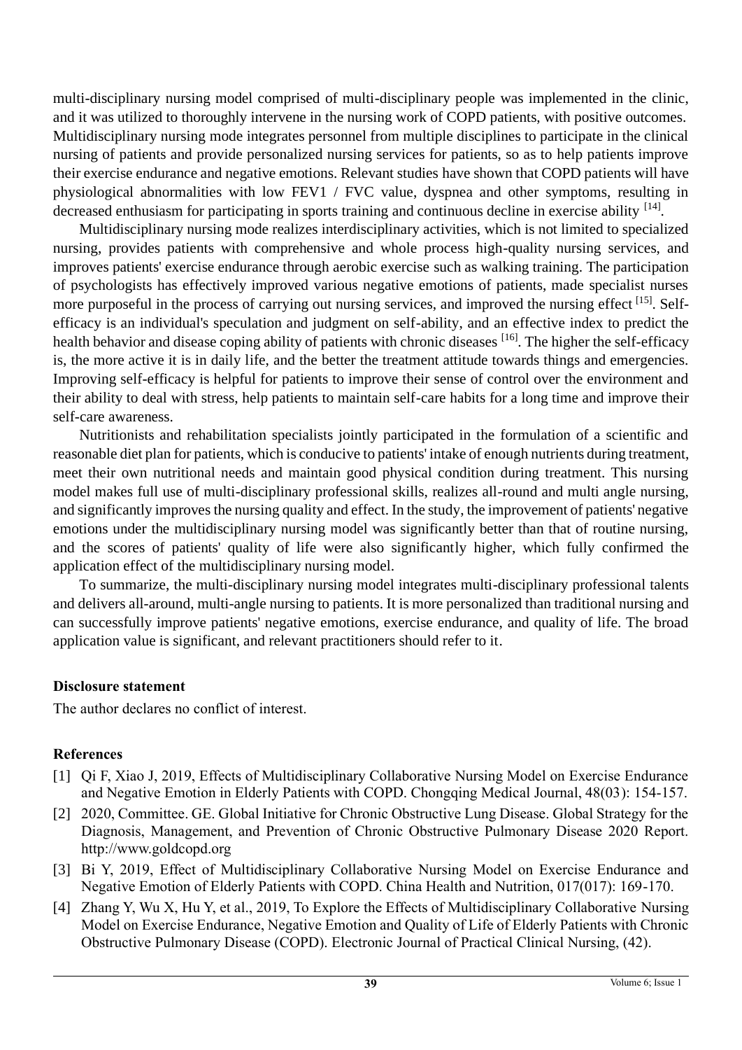multi-disciplinary nursing model comprised of multi-disciplinary people was implemented in the clinic, and it was utilized to thoroughly intervene in the nursing work of COPD patients, with positive outcomes. Multidisciplinary nursing mode integrates personnel from multiple disciplines to participate in the clinical nursing of patients and provide personalized nursing services for patients, so as to help patients improve their exercise endurance and negative emotions. Relevant studies have shown that COPD patients will have physiological abnormalities with low FEV1 / FVC value, dyspnea and other symptoms, resulting in decreased enthusiasm for participating in sports training and continuous decline in exercise ability [14].

Multidisciplinary nursing mode realizes interdisciplinary activities, which is not limited to specialized nursing, provides patients with comprehensive and whole process high-quality nursing services, and improves patients' exercise endurance through aerobic exercise such as walking training. The participation of psychologists has effectively improved various negative emotions of patients, made specialist nurses more purposeful in the process of carrying out nursing services, and improved the nursing effect [15]. Self-efficacy is an individual's speculation and judgment on self-ability, and an effective index to predict the health behavior and disease coping ability of patients with chronic diseases [16]. The higher the self-efficacy is, the more active it is in daily life, and the better the treatment attitude towards things and emergencies. Improving self-efficacy is helpful for patients to improve their sense of control over the environment and their ability to deal with stress, help patients to maintain self-care habits for a long time and improve their self-care awareness.

Nutritionists and rehabilitation specialists jointly participated in the formulation of a scientific and reasonable diet plan for patients, which is conducive to patients' intake of enough nutrients during treatment, meet their own nutritional needs and maintain good physical condition during treatment. This nursing model makes full use of multi-disciplinary professional skills, realizes all-round and multi angle nursing, and significantly improves the nursing quality and effect. In the study, the improvement of patients' negative emotions under the multidisciplinary nursing model was significantly better than that of routine nursing, and the scores of patients' quality of life were also significantly higher, which fully confirmed the application effect of the multidisciplinary nursing model.

To summarize, the multi-disciplinary nursing model integrates multi-disciplinary professional talents and delivers all-around, multi-angle nursing to patients. It is more personalized than traditional nursing and can successfully improve patients' negative emotions, exercise endurance, and quality of life. The broad application value is significant, and relevant practitioners should refer to it.

## Disclosure statement

The author declares no conflict of interest.

## References

[1] Qi F, Xiao J, 2019, Effects of Multidisciplinary Collaborative Nursing Model on Exercise Endurance and Negative Emotion in Elderly Patients with COPD. Chongqing Medical Journal, 48(03): 154-157.

[2] 2020, Committee. GE. Global Initiative for Chronic Obstructive Lung Disease. Global Strategy for the Diagnosis, Management, and Prevention of Chronic Obstructive Pulmonary Disease 2020 Report. http://www.goldcopd.org

[3] Bi Y, 2019, Effect of Multidisciplinary Collaborative Nursing Model on Exercise Endurance and Negative Emotion of Elderly Patients with COPD. China Health and Nutrition, 017(017): 169-170.

[4] Zhang Y, Wu X, Hu Y, et al., 2019, To Explore the Effects of Multidisciplinary Collaborative Nursing Model on Exercise Endurance, Negative Emotion and Quality of Life of Elderly Patients with Chronic Obstructive Pulmonary Disease (COPD). Electronic Journal of Practical Clinical Nursing, (42).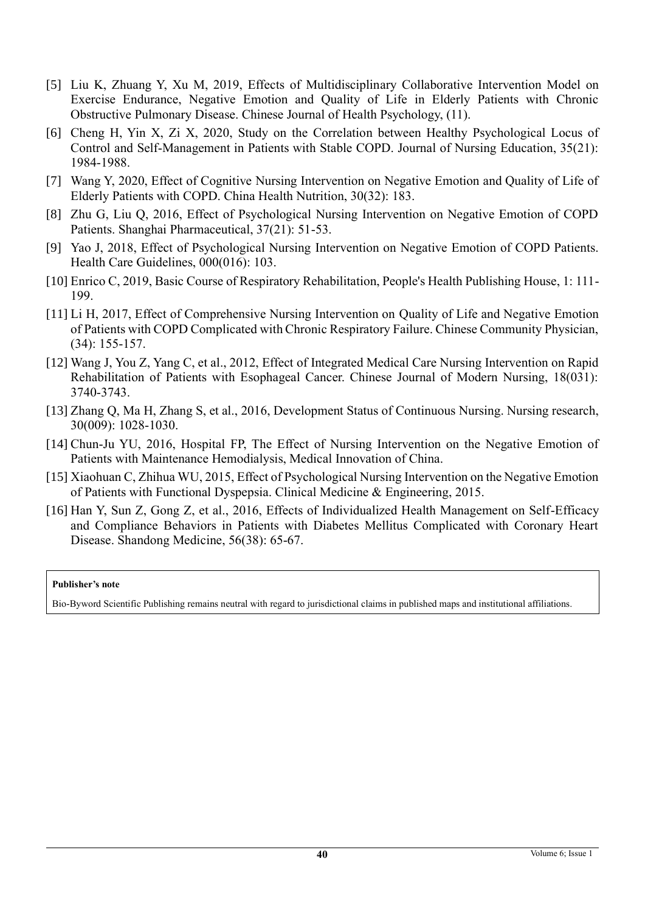[5] Liu K, Zhuang Y, Xu M, 2019, Effects of Multidisciplinary Collaborative Intervention Model on Exercise Endurance, Negative Emotion and Quality of Life in Elderly Patients with Chronic Obstructive Pulmonary Disease. Chinese Journal of Health Psychology, (11).

[6] Cheng H, Yin X, Zi X, 2020, Study on the Correlation between Healthy Psychological Locus of Control and Self-Management in Patients with Stable COPD. Journal of Nursing Education, 35(21): 1984-1988.

[7] Wang Y, 2020, Effect of Cognitive Nursing Intervention on Negative Emotion and Quality of Life of Elderly Patients with COPD. China Health Nutrition, 30(32): 183.

[8] Zhu G, Liu Q, 2016, Effect of Psychological Nursing Intervention on Negative Emotion of COPD Patients. Shanghai Pharmaceutical, 37(21): 51-53.

[9] Yao J, 2018, Effect of Psychological Nursing Intervention on Negative Emotion of COPD Patients. Health Care Guidelines, 000(016): 103.

[10] Enrico C, 2019, Basic Course of Respiratory Rehabilitation, People's Health Publishing House, 1: 111-199.

[11] Li H, 2017, Effect of Comprehensive Nursing Intervention on Quality of Life and Negative Emotion of Patients with COPD Complicated with Chronic Respiratory Failure. Chinese Community Physician, (34): 155-157.

[12] Wang J, You Z, Yang C, et al., 2012, Effect of Integrated Medical Care Nursing Intervention on Rapid Rehabilitation of Patients with Esophageal Cancer. Chinese Journal of Modern Nursing, 18(031): 3740-3743.

[13] Zhang Q, Ma H, Zhang S, et al., 2016, Development Status of Continuous Nursing. Nursing research, 30(009): 1028-1030.

[14] Chun-Ju YU, 2016, Hospital FP, The Effect of Nursing Intervention on the Negative Emotion of Patients with Maintenance Hemodialysis, Medical Innovation of China.

[15] Xiaohuan C, Zhihua WU, 2015, Effect of Psychological Nursing Intervention on the Negative Emotion of Patients with Functional Dyspepsia. Clinical Medicine & Engineering, 2015.

[16] Han Y, Sun Z, Gong Z, et al., 2016, Effects of Individualized Health Management on Self-Efficacy and Compliance Behaviors in Patients with Diabetes Mellitus Complicated with Coronary Heart Disease. Shandong Medicine, 56(38): 65-67.

**Publisher's note**

Bio-Byword Scientific Publishing remains neutral with regard to jurisdictional claims in published maps and institutional affiliations.